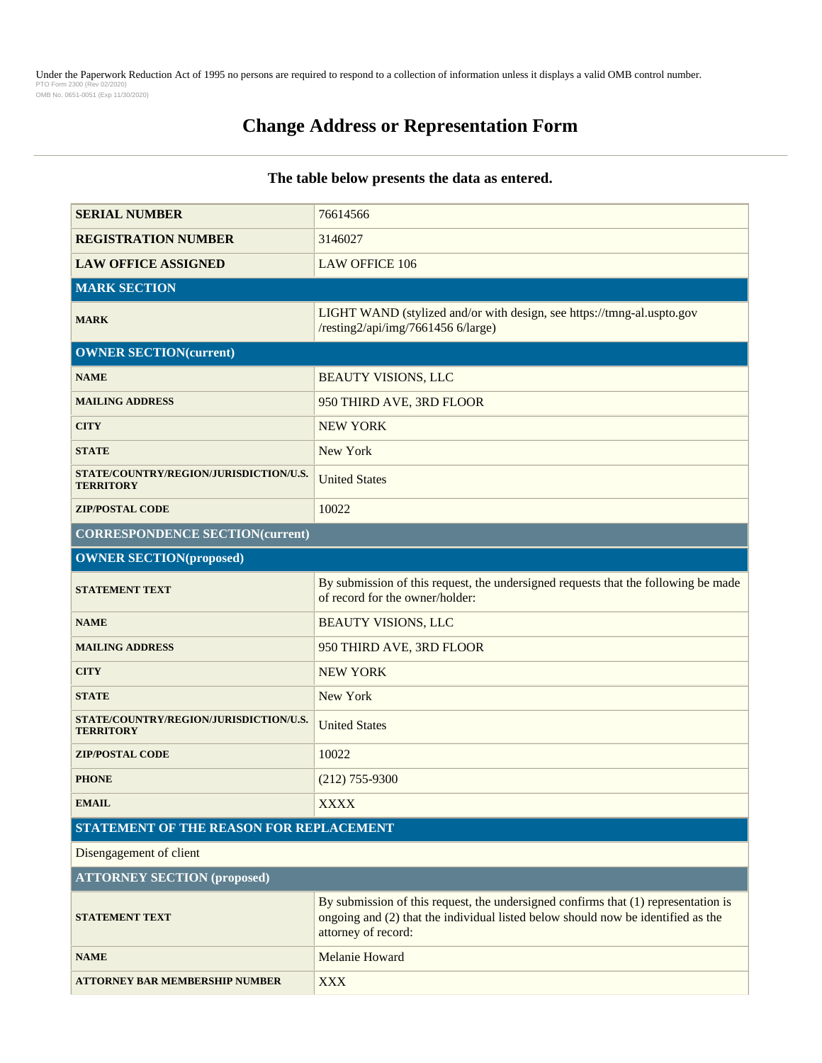Under the Paperwork Reduction Act of 1995 no persons are required to respond to a collection of information unless it displays a valid OMB control number.
PTO Form 2300 (Rev 02/2020)
OMB No. 0651-0051 (Exp 11/30/2020)

# Change Address or Representation Form

### The table below presents the data as entered.

| | |
|---|---|
| **SERIAL NUMBER** | 76614566 |
| **REGISTRATION NUMBER** | 3146027 |
| **LAW OFFICE ASSIGNED** | LAW OFFICE 106 |
| **MARK SECTION** | |
| **MARK** | LIGHT WAND (stylized and/or with design, see https://tmng-al.uspto.gov /resting2/api/img/7661456 6/large) |
| **OWNER SECTION(current)** | |
| **NAME** | BEAUTY VISIONS, LLC |
| **MAILING ADDRESS** | 950 THIRD AVE, 3RD FLOOR |
| **CITY** | NEW YORK |
| **STATE** | New York |
| **STATE/COUNTRY/REGION/JURISDICTION/U.S. TERRITORY** | United States |
| **ZIP/POSTAL CODE** | 10022 |
| **CORRESPONDENCE SECTION(current)** | |
| **OWNER SECTION(proposed)** | |
| **STATEMENT TEXT** | By submission of this request, the undersigned requests that the following be made of record for the owner/holder: |
| **NAME** | BEAUTY VISIONS, LLC |
| **MAILING ADDRESS** | 950 THIRD AVE, 3RD FLOOR |
| **CITY** | NEW YORK |
| **STATE** | New York |
| **STATE/COUNTRY/REGION/JURISDICTION/U.S. TERRITORY** | United States |
| **ZIP/POSTAL CODE** | 10022 |
| **PHONE** | (212) 755-9300 |
| **EMAIL** | XXXX |
| **STATEMENT OF THE REASON FOR REPLACEMENT** | |
| Disengagement of client | |
| **ATTORNEY SECTION (proposed)** | |
| **STATEMENT TEXT** | By submission of this request, the undersigned confirms that (1) representation is ongoing and (2) that the individual listed below should now be identified as the attorney of record: |
| **NAME** | Melanie Howard |
| **ATTORNEY BAR MEMBERSHIP NUMBER** | XXX |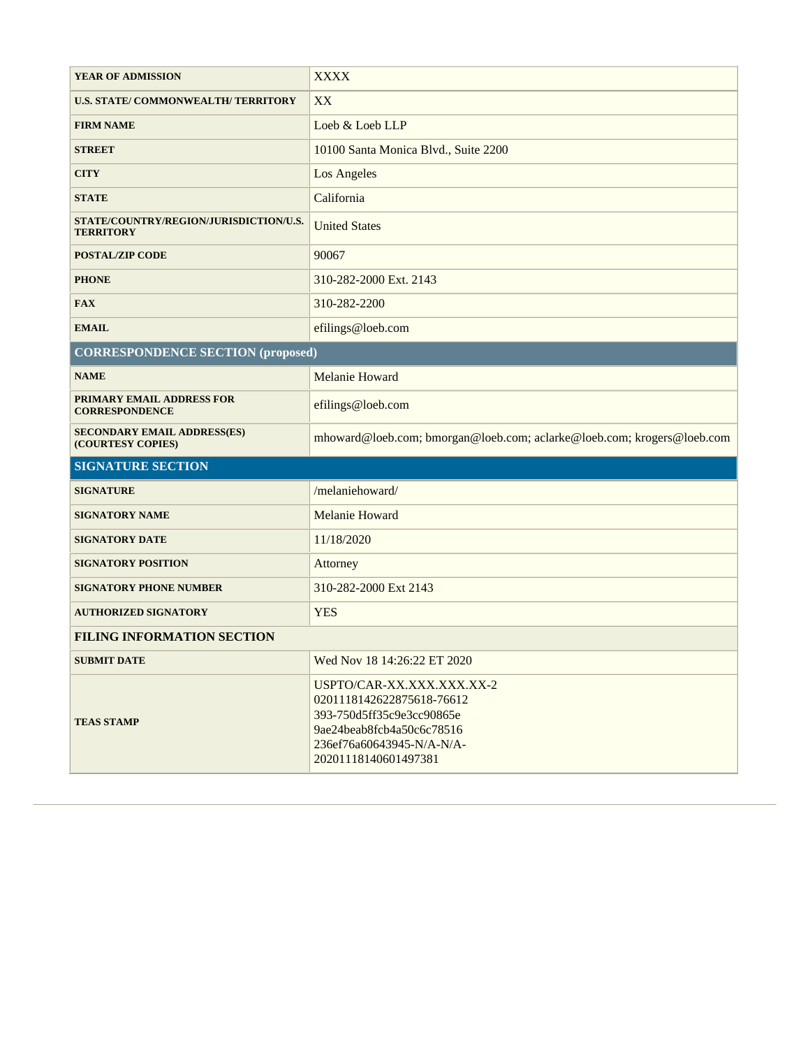| | |
|---|---|
| YEAR OF ADMISSION | XXXX |
| U.S. STATE/ COMMONWEALTH/ TERRITORY | XX |
| FIRM NAME | Loeb & Loeb LLP |
| STREET | 10100 Santa Monica Blvd., Suite 2200 |
| CITY | Los Angeles |
| STATE | California |
| STATE/COUNTRY/REGION/JURISDICTION/U.S. TERRITORY | United States |
| POSTAL/ZIP CODE | 90067 |
| PHONE | 310-282-2000 Ext. 2143 |
| FAX | 310-282-2200 |
| EMAIL | efilings@loeb.com |
| **CORRESPONDENCE SECTION (proposed)** | |
| NAME | Melanie Howard |
| PRIMARY EMAIL ADDRESS FOR CORRESPONDENCE | efilings@loeb.com |
| SECONDARY EMAIL ADDRESS(ES) (COURTESY COPIES) | mhoward@loeb.com; bmorgan@loeb.com; aclarke@loeb.com; krogers@loeb.com |
| **SIGNATURE SECTION** | |
| SIGNATURE | /melaniehoward/ |
| SIGNATORY NAME | Melanie Howard |
| SIGNATORY DATE | 11/18/2020 |
| SIGNATORY POSITION | Attorney |
| SIGNATORY PHONE NUMBER | 310-282-2000 Ext 2143 |
| AUTHORIZED SIGNATORY | YES |
| **FILING INFORMATION SECTION** | |
| SUBMIT DATE | Wed Nov 18 14:26:22 ET 2020 |
| TEAS STAMP | USPTO/CAR-XX.XXX.XXX.XX-2 0201118142622875618-76612 393-750d5ff35c9e3cc90865e 9ae24beab8fcb4a50c6c78516 236ef76a60643945-N/A-N/A- 20201118140601497381 |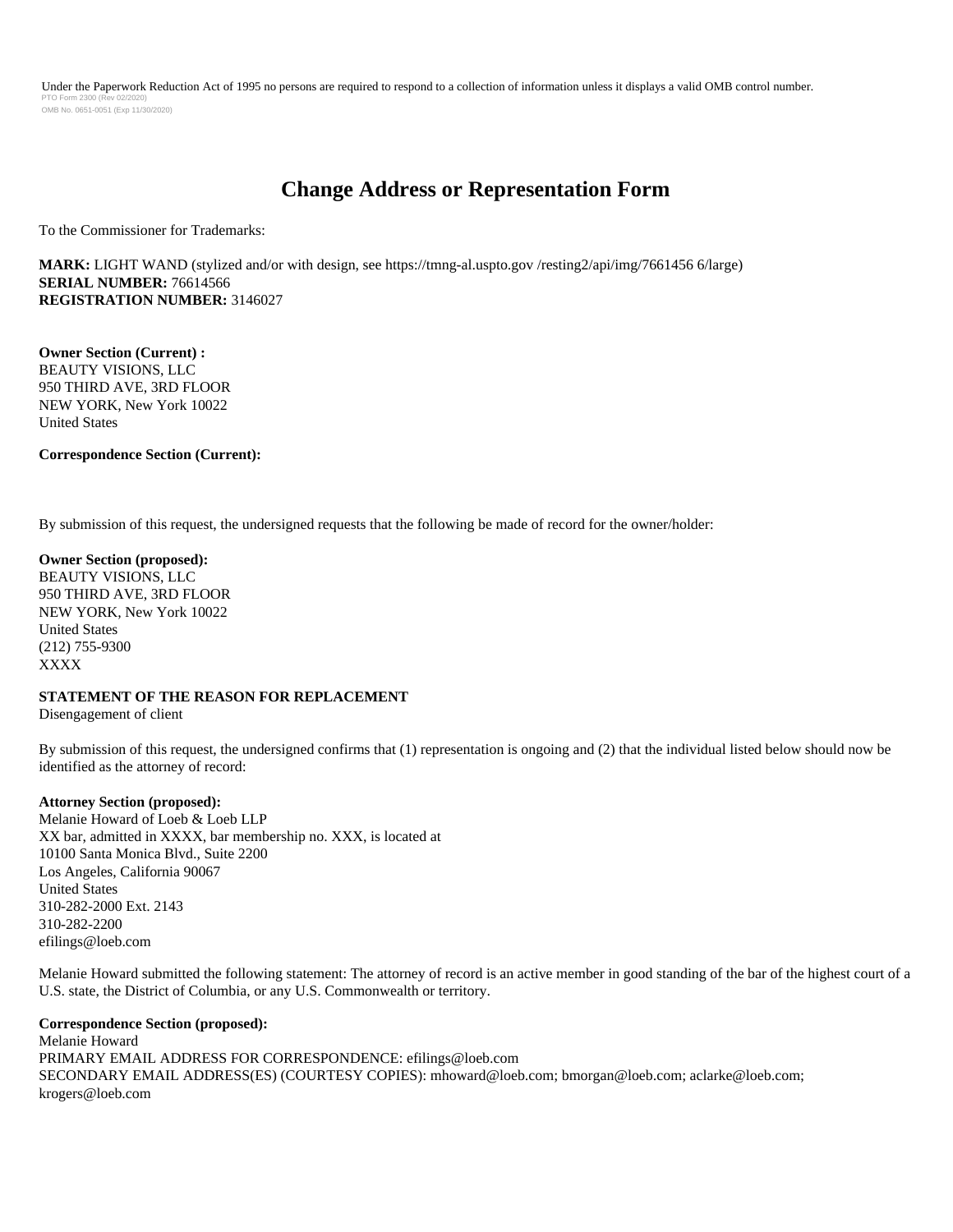Under the Paperwork Reduction Act of 1995 no persons are required to respond to a collection of information unless it displays a valid OMB control number.
PTO Form 2300 (Rev 02/2020)
OMB No. 0651-0051 (Exp 11/30/2020)

# Change Address or Representation Form

To the Commissioner for Trademarks:

**MARK:** LIGHT WAND (stylized and/or with design, see https://tmng-al.uspto.gov /resting2/api/img/7661456 6/large)
**SERIAL NUMBER:** 76614566
**REGISTRATION NUMBER:** 3146027

**Owner Section (Current) :**
BEAUTY VISIONS, LLC
950 THIRD AVE, 3RD FLOOR
NEW YORK, New York 10022
United States

**Correspondence Section (Current):**

By submission of this request, the undersigned requests that the following be made of record for the owner/holder:

**Owner Section (proposed):**
BEAUTY VISIONS, LLC
950 THIRD AVE, 3RD FLOOR
NEW YORK, New York 10022
United States
(212) 755-9300
XXXX

**STATEMENT OF THE REASON FOR REPLACEMENT**
Disengagement of client

By submission of this request, the undersigned confirms that (1) representation is ongoing and (2) that the individual listed below should now be identified as the attorney of record:

**Attorney Section (proposed):**
Melanie Howard of Loeb & Loeb LLP
XX bar, admitted in XXXX, bar membership no. XXX, is located at
10100 Santa Monica Blvd., Suite 2200
Los Angeles, California 90067
United States
310-282-2000 Ext. 2143
310-282-2200
efilings@loeb.com

Melanie Howard submitted the following statement: The attorney of record is an active member in good standing of the bar of the highest court of a U.S. state, the District of Columbia, or any U.S. Commonwealth or territory.

**Correspondence Section (proposed):**
Melanie Howard
PRIMARY EMAIL ADDRESS FOR CORRESPONDENCE: efilings@loeb.com
SECONDARY EMAIL ADDRESS(ES) (COURTESY COPIES): mhoward@loeb.com; bmorgan@loeb.com; aclarke@loeb.com; krogers@loeb.com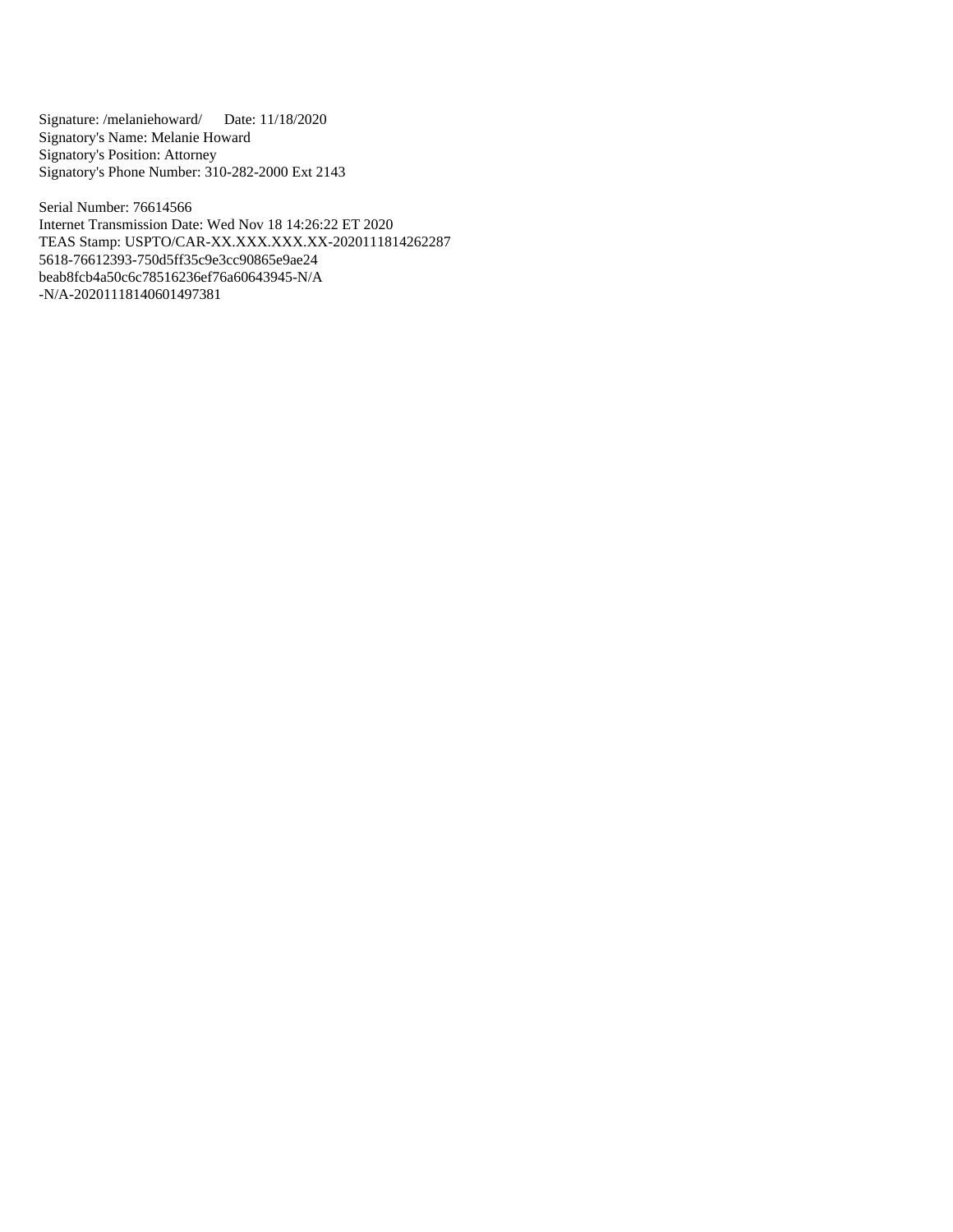Signature: /melaniehoward/      Date: 11/18/2020
Signatory's Name: Melanie Howard
Signatory's Position: Attorney
Signatory's Phone Number: 310-282-2000 Ext 2143

Serial Number: 76614566
Internet Transmission Date: Wed Nov 18 14:26:22 ET 2020
TEAS Stamp: USPTO/CAR-XX.XXX.XXX.XX-2020111814262287
5618-76612393-750d5ff35c9e3cc90865e9ae24
beab8fcb4a50c6c78516236ef76a60643945-N/A
-N/A-20201118140601497381